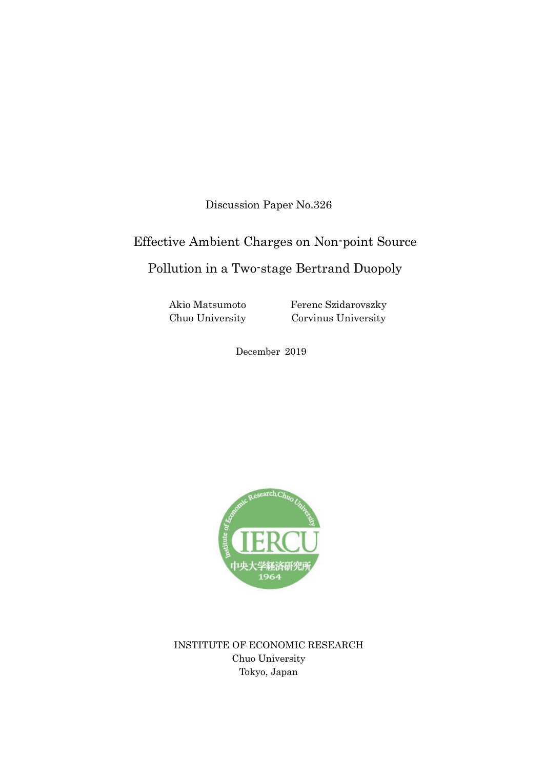Discussion Paper No.326

# Effective Ambient Charges on Non-point Source Pollution in a Two-stage Bertrand Duopoly

Akio Matsumoto
Chuo University

Ferenc Szidarovszky
Corvinus University

December 2019

INSTITUTE OF ECONOMIC RESEARCH
Chuo University
Tokyo, Japan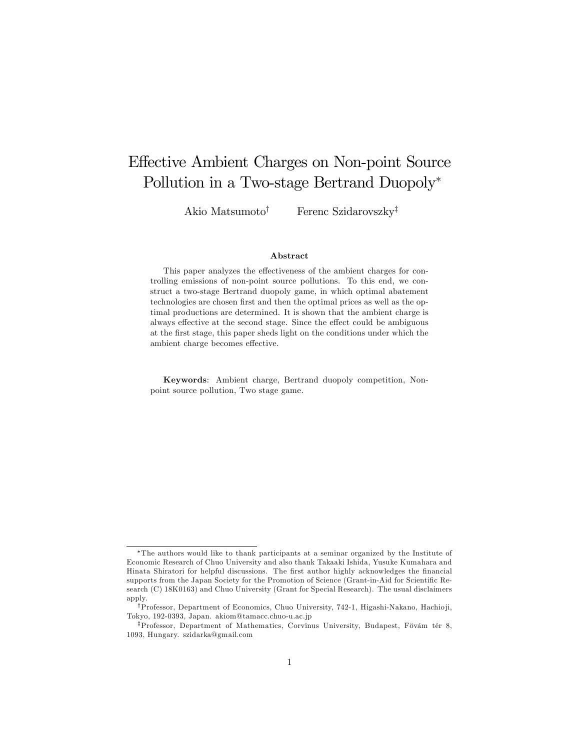# Effective Ambient Charges on Non-point Source Pollution in a Two-stage Bertrand Duopoly*

Akio Matsumoto[†] Ferenc Szidarovszky[‡]

### Abstract

This paper analyzes the effectiveness of the ambient charges for controlling emissions of non-point source pollutions. To this end, we construct a two-stage Bertrand duopoly game, in which optimal abatement technologies are chosen first and then the optimal prices as well as the optimal productions are determined. It is shown that the ambient charge is always effective at the second stage. Since the effect could be ambiguous at the first stage, this paper sheds light on the conditions under which the ambient charge becomes effective.

**Keywords**: Ambient charge, Bertrand duopoly competition, Non-point source pollution, Two stage game.

---

*The authors would like to thank participants at a seminar organized by the Institute of Economic Research of Chuo University and also thank Takaaki Ishida, Yusuke Kumahara and Hinata Shiratori for helpful discussions. The first author highly acknowledges the financial supports from the Japan Society for the Promotion of Science (Grant-in-Aid for Scientific Research (C) 18K0163) and Chuo University (Grant for Special Research). The usual disclaimers apply.

[†]Professor, Department of Economics, Chuo University, 742-1, Higashi-Nakano, Hachioji, Tokyo, 192-0393, Japan. akiom@tamacc.chuo-u.ac.jp

[‡]Professor, Department of Mathematics, Corvinus University, Budapest, Fövám tér 8, 1093, Hungary. szidarka@gmail.com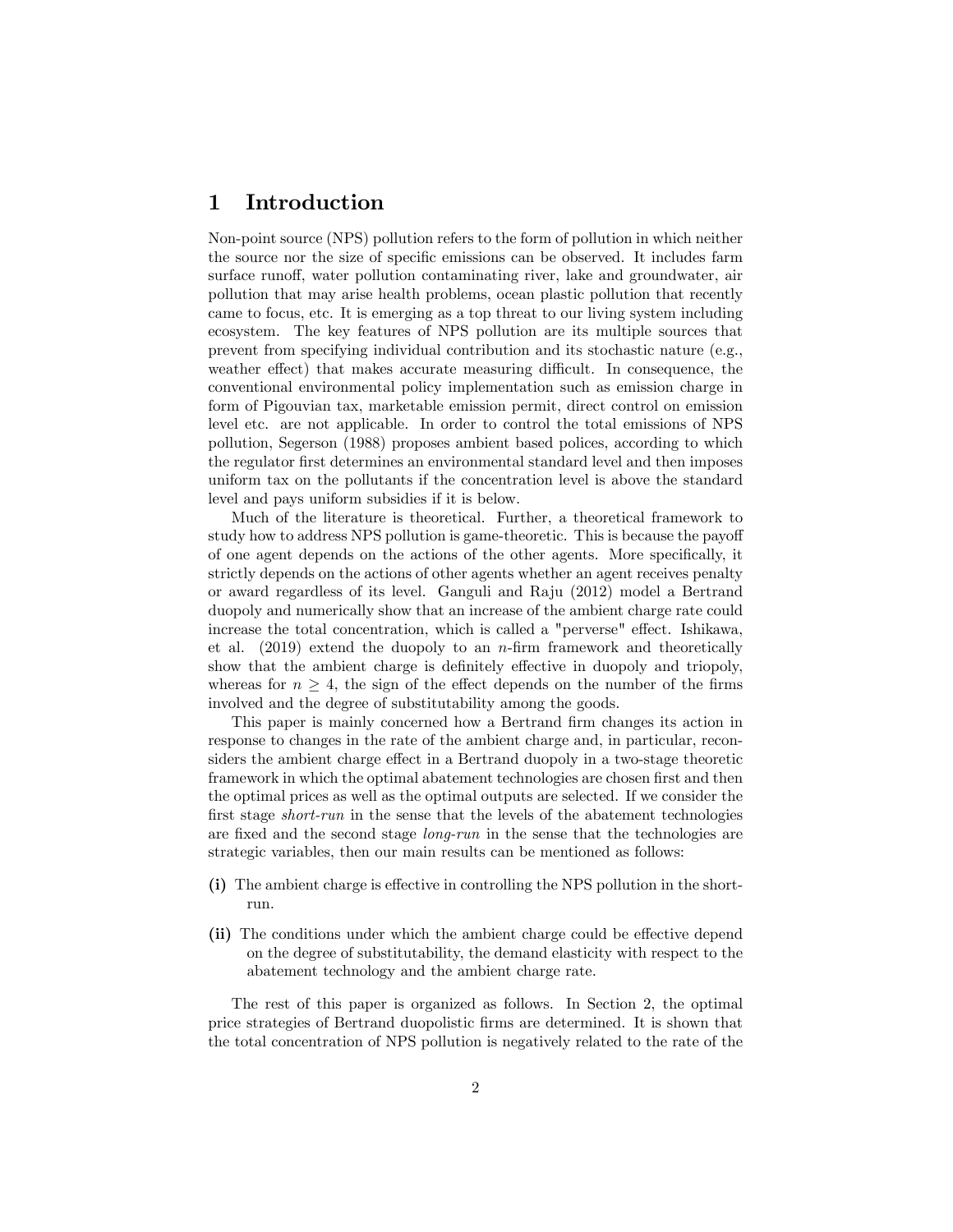# 1 Introduction

Non-point source (NPS) pollution refers to the form of pollution in which neither the source nor the size of specific emissions can be observed. It includes farm surface runoff, water pollution contaminating river, lake and groundwater, air pollution that may arise health problems, ocean plastic pollution that recently came to focus, etc. It is emerging as a top threat to our living system including ecosystem. The key features of NPS pollution are its multiple sources that prevent from specifying individual contribution and its stochastic nature (e.g., weather effect) that makes accurate measuring difficult. In consequence, the conventional environmental policy implementation such as emission charge in form of Pigouvian tax, marketable emission permit, direct control on emission level etc. are not applicable. In order to control the total emissions of NPS pollution, Segerson (1988) proposes ambient based polices, according to which the regulator first determines an environmental standard level and then imposes uniform tax on the pollutants if the concentration level is above the standard level and pays uniform subsidies if it is below.

Much of the literature is theoretical. Further, a theoretical framework to study how to address NPS pollution is game-theoretic. This is because the payoff of one agent depends on the actions of the other agents. More specifically, it strictly depends on the actions of other agents whether an agent receives penalty or award regardless of its level. Ganguli and Raju (2012) model a Bertrand duopoly and numerically show that an increase of the ambient charge rate could increase the total concentration, which is called a "perverse" effect. Ishikawa, et al. (2019) extend the duopoly to an $n$-firm framework and theoretically show that the ambient charge is definitely effective in duopoly and triopoly, whereas for $n \geq 4$, the sign of the effect depends on the number of the firms involved and the degree of substitutability among the goods.

This paper is mainly concerned how a Bertrand firm changes its action in response to changes in the rate of the ambient charge and, in particular, reconsiders the ambient charge effect in a Bertrand duopoly in a two-stage theoretic framework in which the optimal abatement technologies are chosen first and then the optimal prices as well as the optimal outputs are selected. If we consider the first stage *short-run* in the sense that the levels of the abatement technologies are fixed and the second stage *long-run* in the sense that the technologies are strategic variables, then our main results can be mentioned as follows:

- **(i)** The ambient charge is effective in controlling the NPS pollution in the short-run.
- **(ii)** The conditions under which the ambient charge could be effective depend on the degree of substitutability, the demand elasticity with respect to the abatement technology and the ambient charge rate.

The rest of this paper is organized as follows. In Section 2, the optimal price strategies of Bertrand duopolistic firms are determined. It is shown that the total concentration of NPS pollution is negatively related to the rate of the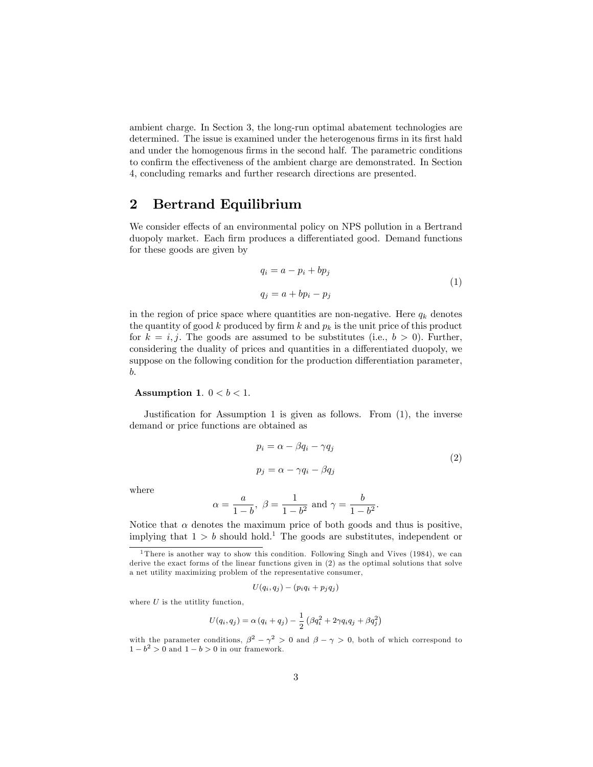ambient charge. In Section 3, the long-run optimal abatement technologies are determined. The issue is examined under the heterogenous firms in its first hald and under the homogenous firms in the second half. The parametric conditions to confirm the effectiveness of the ambient charge are demonstrated. In Section 4, concluding remarks and further research directions are presented.

## 2 Bertrand Equilibrium

We consider effects of an environmental policy on NPS pollution in a Bertrand duopoly market. Each firm produces a differentiated good. Demand functions for these goods are given by

$$
\begin{aligned}
q_i &= a - p_i + bp_j \\
q_j &= a + bp_i - p_j
\end{aligned}
\tag{1}
$$

in the region of price space where quantities are non-negative. Here $q_k$ denotes the quantity of good $k$ produced by firm $k$ and $p_k$ is the unit price of this product for $k = i, j$. The goods are assumed to be substitutes (i.e., $b > 0$). Further, considering the duality of prices and quantities in a differentiated duopoly, we suppose on the following condition for the production differentiation parameter, $b$.

**Assumption 1**. $0 < b < 1$.

Justification for Assumption 1 is given as follows. From (1), the inverse demand or price functions are obtained as

$$
\begin{aligned}
p_i &= \alpha - \beta q_i - \gamma q_j \\
p_j &= \alpha - \gamma q_i - \beta q_j
\end{aligned}
\tag{2}
$$

where

$$
\alpha = \frac{a}{1-b}, \ \beta = \frac{1}{1-b^2} \text{ and } \gamma = \frac{b}{1-b^2}.
$$

Notice that $\alpha$ denotes the maximum price of both goods and thus is positive, implying that $1 > b$ should hold.[1] The goods are substitutes, independent or

[1] There is another way to show this condition. Following Singh and Vives (1984), we can derive the exact forms of the linear functions given in (2) as the optimal solutions that solve a net utility maximizing problem of the representative consumer,

$$
U(q_i, q_j) - (p_i q_i + p_j q_j)
$$

where $U$ is the utitlity function,

$$
U(q_i, q_j) = \alpha (q_i + q_j) - \frac{1}{2} \left( \beta q_i^2 + 2\gamma q_i q_j + \beta q_j^2 \right)
$$

with the parameter conditions, $\beta^2 - \gamma^2 > 0$ and $\beta - \gamma > 0$, both of which correspond to $1 - b^2 > 0$ and $1 - b > 0$ in our framework.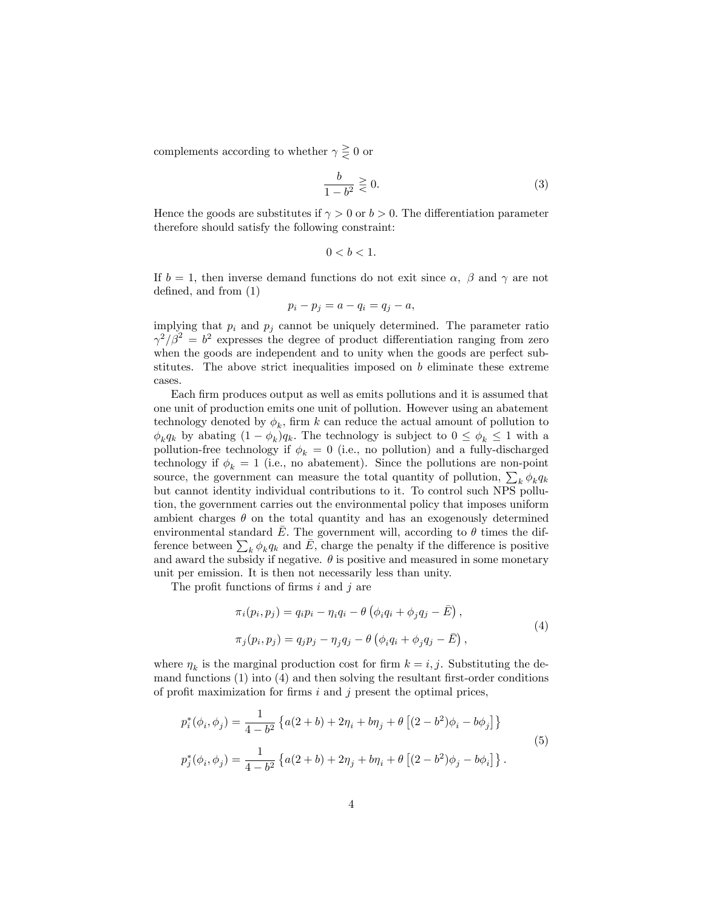complements according to whether $\gamma \gtreqless 0$ or

$$\frac{b}{1-b^2} \gtreqless 0. \tag{3}$$

Hence the goods are substitutes if $\gamma > 0$ or $b > 0$. The differentiation parameter therefore should satisfy the following constraint:

$$0 < b < 1.$$

If $b = 1$, then inverse demand functions do not exit since $\alpha$, $\beta$ and $\gamma$ are not defined, and from (1)

$$p_i - p_j = a - q_i = q_j - a,$$

implying that $p_i$ and $p_j$ cannot be uniquely determined. The parameter ratio $\gamma^2/\beta^2 = b^2$ expresses the degree of product differentiation ranging from zero when the goods are independent and to unity when the goods are perfect substitutes. The above strict inequalities imposed on $b$ eliminate these extreme cases.

Each firm produces output as well as emits pollutions and it is assumed that one unit of production emits one unit of pollution. However using an abatement technology denoted by $\phi_k$, firm $k$ can reduce the actual amount of pollution to $\phi_k q_k$ by abating $(1-\phi_k)q_k$. The technology is subject to $0 \leq \phi_k \leq 1$ with a pollution-free technology if $\phi_k = 0$ (i.e., no pollution) and a fully-discharged technology if $\phi_k = 1$ (i.e., no abatement). Since the pollutions are non-point source, the government can measure the total quantity of pollution, $\sum_k \phi_k q_k$ but cannot identity individual contributions to it. To control such NPS pollution, the government carries out the environmental policy that imposes uniform ambient charges $\theta$ on the total quantity and has an exogenously determined environmental standard $\bar{E}$. The government will, according to $\theta$ times the difference between $\sum_k \phi_k q_k$ and $\bar{E}$, charge the penalty if the difference is positive and award the subsidy if negative. $\theta$ is positive and measured in some monetary unit per emission. It is then not necessarily less than unity.

The profit functions of firms $i$ and $j$ are

$$\begin{aligned}
\pi_i(p_i, p_j) &= q_i p_i - \eta_i q_i - \theta\left(\phi_i q_i + \phi_j q_j - \bar{E}\right), \\
\pi_j(p_i, p_j) &= q_j p_j - \eta_j q_j - \theta\left(\phi_i q_i + \phi_j q_j - \bar{E}\right),
\end{aligned} \tag{4}$$

where $\eta_k$ is the marginal production cost for firm $k = i, j$. Substituting the demand functions (1) into (4) and then solving the resultant first-order conditions of profit maximization for firms $i$ and $j$ present the optimal prices,

$$\begin{aligned}
p_i^*(\phi_i, \phi_j) &= \frac{1}{4-b^2}\left\{a(2+b) + 2\eta_i + b\eta_j + \theta\left[(2-b^2)\phi_i - b\phi_j\right]\right\} \\
p_j^*(\phi_i, \phi_j) &= \frac{1}{4-b^2}\left\{a(2+b) + 2\eta_j + b\eta_i + \theta\left[(2-b^2)\phi_j - b\phi_i\right]\right\}.
\end{aligned} \tag{5}$$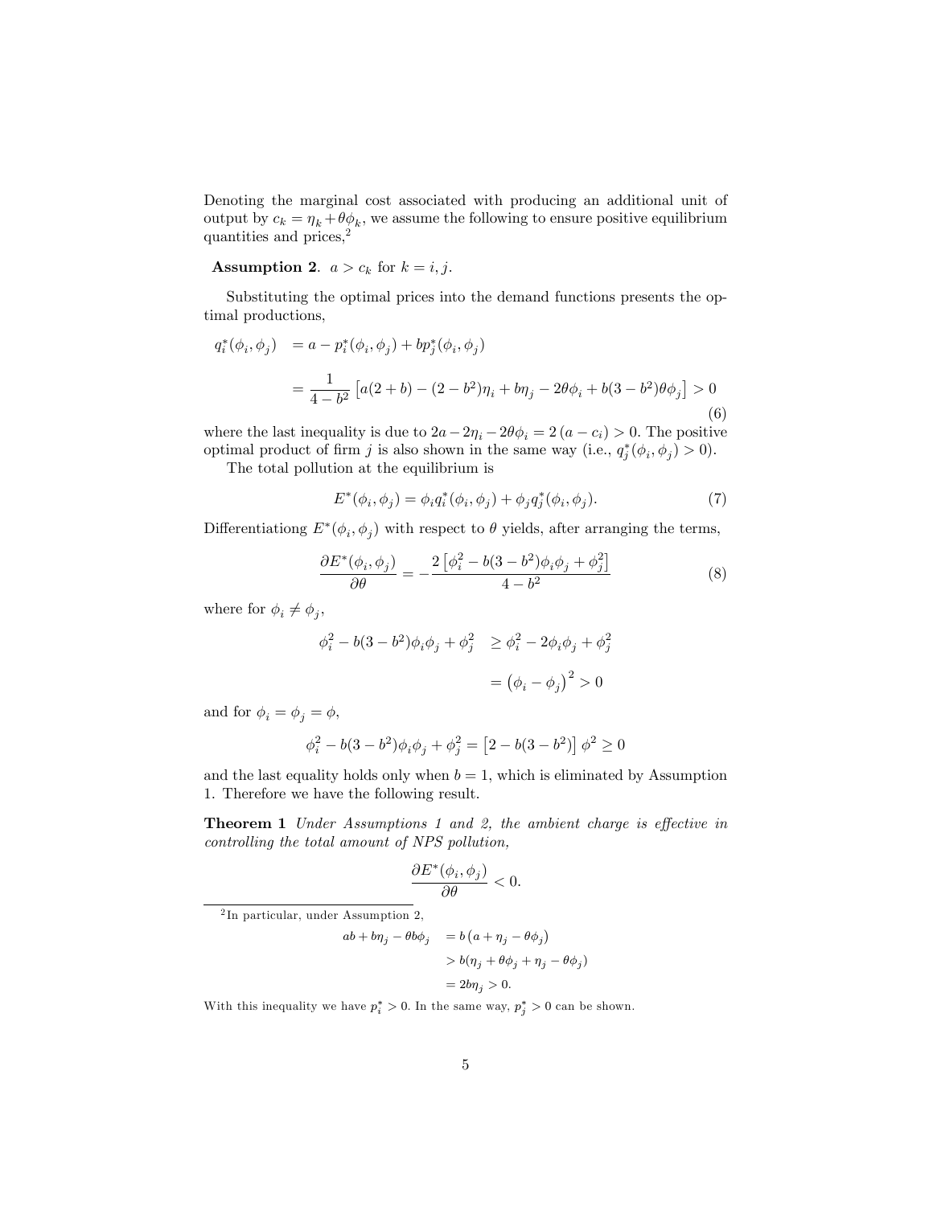Denoting the marginal cost associated with producing an additional unit of output by $c_k = \eta_k + \theta\phi_k$, we assume the following to ensure positive equilibrium quantities and prices,[2]

**Assumption 2**. $a > c_k$ for $k = i, j$.

Substituting the optimal prices into the demand functions presents the optimal productions,

$$
\begin{aligned}
q_i^*(\phi_i, \phi_j) &= a - p_i^*(\phi_i, \phi_j) + b p_j^*(\phi_i, \phi_j) \\
&= \frac{1}{4 - b^2}\left[a(2+b) - (2 - b^2)\eta_i + b\eta_j - 2\theta\phi_i + b(3 - b^2)\theta\phi_j\right] > 0
\end{aligned}
\tag{6}
$$

where the last inequality is due to $2a - 2\eta_i - 2\theta\phi_i = 2(a - c_i) > 0$. The positive optimal product of firm $j$ is also shown in the same way (i.e., $q_j^*(\phi_i, \phi_j) > 0$).

The total pollution at the equilibrium is

$$
E^*(\phi_i, \phi_j) = \phi_i q_i^*(\phi_i, \phi_j) + \phi_j q_j^*(\phi_i, \phi_j). \tag{7}
$$

Differentiationg $E^*(\phi_i, \phi_j)$ with respect to $\theta$ yields, after arranging the terms,

$$
\frac{\partial E^*(\phi_i, \phi_j)}{\partial \theta} = -\frac{2\left[\phi_i^2 - b(3 - b^2)\phi_i\phi_j + \phi_j^2\right]}{4 - b^2} \tag{8}
$$

where for $\phi_i \neq \phi_j$,

$$
\begin{aligned}
\phi_i^2 - b(3 - b^2)\phi_i\phi_j + \phi_j^2 &\geq \phi_i^2 - 2\phi_i\phi_j + \phi_j^2 \\
&= \left(\phi_i - \phi_j\right)^2 > 0
\end{aligned}
$$

and for $\phi_i = \phi_j = \phi$,

$$
\phi_i^2 - b(3 - b^2)\phi_i\phi_j + \phi_j^2 = \left[2 - b(3 - b^2)\right]\phi^2 \geq 0
$$

and the last equality holds only when $b = 1$, which is eliminated by Assumption 1. Therefore we have the following result.

**Theorem 1** *Under Assumptions 1 and 2, the ambient charge is effective in controlling the total amount of NPS pollution,*

$$
\frac{\partial E^*(\phi_i, \phi_j)}{\partial \theta} < 0.
$$

---

[2] In particular, under Assumption 2,

$$
\begin{aligned}
ab + b\eta_j - \theta b\phi_j &= b\left(a + \eta_j - \theta\phi_j\right) \\
&> b(\eta_j + \theta\phi_j + \eta_j - \theta\phi_j) \\
&= 2b\eta_j > 0.
\end{aligned}
$$

With this inequality we have $p_i^* > 0$. In the same way, $p_j^* > 0$ can be shown.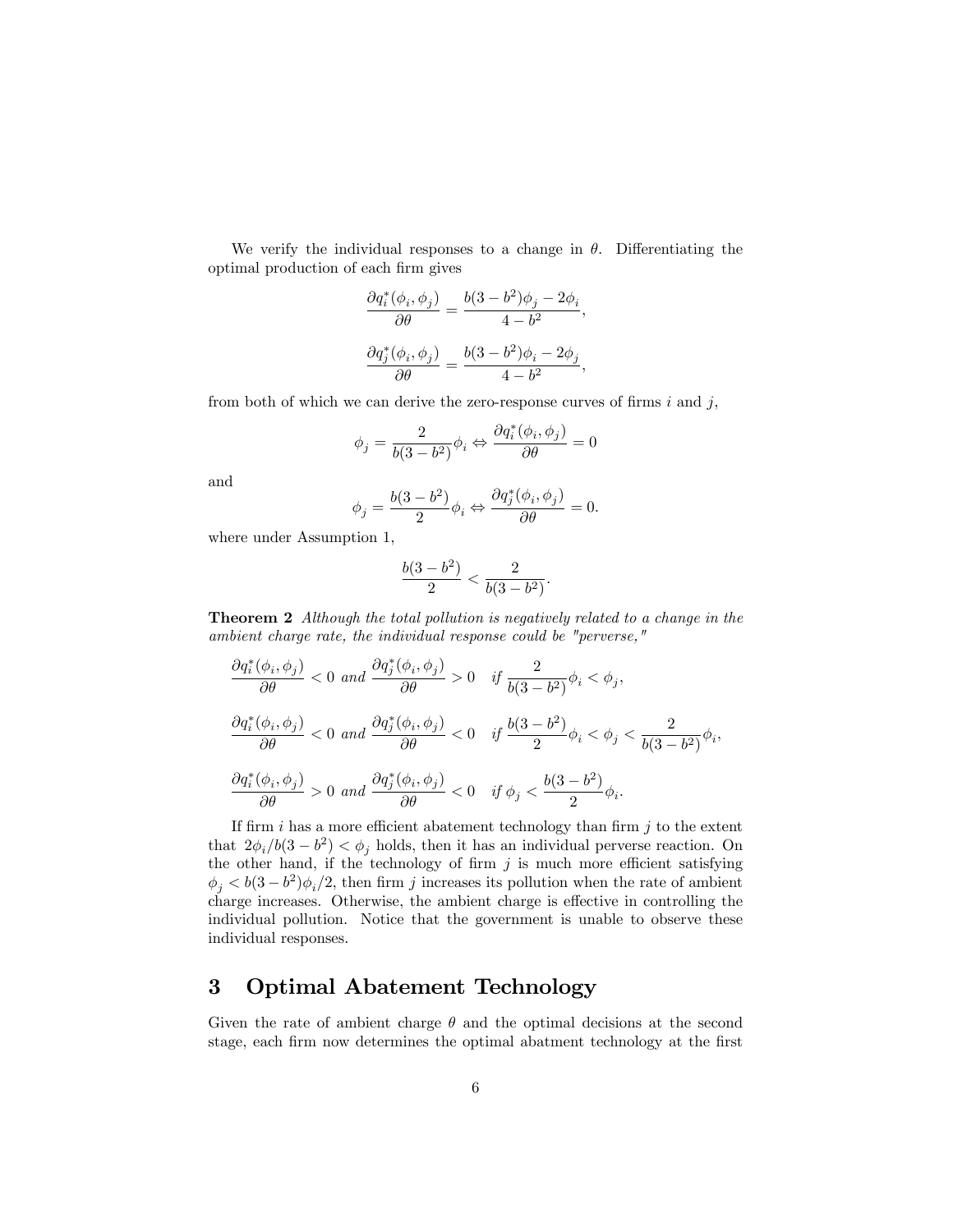We verify the individual responses to a change in $\theta$. Differentiating the optimal production of each firm gives

$$\frac{\partial q_i^*(\phi_i, \phi_j)}{\partial \theta} = \frac{b(3-b^2)\phi_j - 2\phi_i}{4-b^2},$$

$$\frac{\partial q_j^*(\phi_i, \phi_j)}{\partial \theta} = \frac{b(3-b^2)\phi_i - 2\phi_j}{4-b^2},$$

from both of which we can derive the zero-response curves of firms $i$ and $j$,

$$\phi_j = \frac{2}{b(3-b^2)}\phi_i \Leftrightarrow \frac{\partial q_i^*(\phi_i, \phi_j)}{\partial \theta} = 0$$

and

$$\phi_j = \frac{b(3-b^2)}{2}\phi_i \Leftrightarrow \frac{\partial q_j^*(\phi_i, \phi_j)}{\partial \theta} = 0.$$

where under Assumption 1,

$$\frac{b(3-b^2)}{2} < \frac{2}{b(3-b^2)}.$$

**Theorem 2** *Although the total pollution is negatively related to a change in the ambient charge rate, the individual response could be "perverse,"*

$$\frac{\partial q_i^*(\phi_i, \phi_j)}{\partial \theta} < 0 \text{ and } \frac{\partial q_j^*(\phi_i, \phi_j)}{\partial \theta} > 0 \quad \text{if } \frac{2}{b(3-b^2)}\phi_i < \phi_j,$$

$$\frac{\partial q_i^*(\phi_i, \phi_j)}{\partial \theta} < 0 \text{ and } \frac{\partial q_j^*(\phi_i, \phi_j)}{\partial \theta} < 0 \quad \text{if } \frac{b(3-b^2)}{2}\phi_i < \phi_j < \frac{2}{b(3-b^2)}\phi_i,$$

$$\frac{\partial q_i^*(\phi_i, \phi_j)}{\partial \theta} > 0 \text{ and } \frac{\partial q_j^*(\phi_i, \phi_j)}{\partial \theta} < 0 \quad \text{if } \phi_j < \frac{b(3-b^2)}{2}\phi_i.$$

If firm $i$ has a more efficient abatement technology than firm $j$ to the extent that $2\phi_i/b(3-b^2) < \phi_j$ holds, then it has an individual perverse reaction. On the other hand, if the technology of firm $j$ is much more efficient satisfying $\phi_j < b(3-b^2)\phi_i/2$, then firm $j$ increases its pollution when the rate of ambient charge increases. Otherwise, the ambient charge is effective in controlling the individual pollution. Notice that the government is unable to observe these individual responses.

## 3 Optimal Abatement Technology

Given the rate of ambient charge $\theta$ and the optimal decisions at the second stage, each firm now determines the optimal abatment technology at the first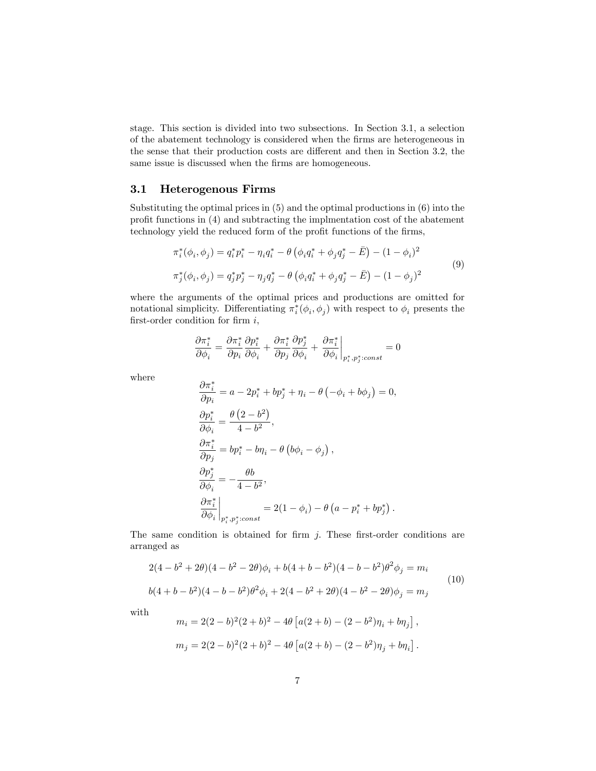stage. This section is divided into two subsections. In Section 3.1, a selection of the abatement technology is considered when the firms are heterogeneous in the sense that their production costs are different and then in Section 3.2, the same issue is discussed when the firms are homogeneous.

## 3.1 Heterogenous Firms

Substituting the optimal prices in (5) and the optimal productions in (6) into the profit functions in (4) and subtracting the implmentation cost of the abatement technology yield the reduced form of the profit functions of the firms,

$$
\begin{aligned}
\pi_i^*(\phi_i, \phi_j) &= q_i^* p_i^* - \eta_i q_i^* - \theta\left(\phi_i q_i^* + \phi_j q_j^* - \bar{E}\right) - (1-\phi_i)^2 \\
\pi_j^*(\phi_i, \phi_j) &= q_j^* p_j^* - \eta_j q_j^* - \theta\left(\phi_i q_i^* + \phi_j q_j^* - \bar{E}\right) - (1-\phi_j)^2
\end{aligned}
\tag{9}
$$

where the arguments of the optimal prices and productions are omitted for notational simplicity. Differentiating $\pi_i^*(\phi_i, \phi_j)$ with respect to $\phi_i$ presents the first-order condition for firm $i$,

$$
\frac{\partial \pi_i^*}{\partial \phi_i} = \frac{\partial \pi_i^*}{\partial p_i}\frac{\partial p_i^*}{\partial \phi_i} + \frac{\partial \pi_i^*}{\partial p_j}\frac{\partial p_j^*}{\partial \phi_i} + \left.\frac{\partial \pi_i^*}{\partial \phi_i}\right|_{p_i^*, p_j^*:const} = 0
$$

where

$$
\begin{aligned}
\frac{\partial \pi_i^*}{\partial p_i} &= a - 2p_i^* + bp_j^* + \eta_i - \theta\left(-\phi_i + b\phi_j\right) = 0, \\
\frac{\partial p_i^*}{\partial \phi_i} &= \frac{\theta\left(2-b^2\right)}{4-b^2}, \\
\frac{\partial \pi_i^*}{\partial p_j} &= bp_i^* - b\eta_i - \theta\left(b\phi_i - \phi_j\right), \\
\frac{\partial p_j^*}{\partial \phi_i} &= -\frac{\theta b}{4-b^2}, \\
\left.\frac{\partial \pi_i^*}{\partial \phi_i}\right|_{p_i^*, p_j^*:const} &= 2(1-\phi_i) - \theta\left(a - p_i^* + bp_j^*\right).
\end{aligned}
$$

The same condition is obtained for firm $j$. These first-order conditions are arranged as

$$
\begin{aligned}
2(4-b^2+2\theta)(4-b^2-2\theta)\phi_i + b(4+b-b^2)(4-b-b^2)\theta^2\phi_j &= m_i \\
b(4+b-b^2)(4-b-b^2)\theta^2\phi_i + 2(4-b^2+2\theta)(4-b^2-2\theta)\phi_j &= m_j
\end{aligned}
\tag{10}
$$

with

$$
m_i = 2(2-b)^2(2+b)^2 - 4\theta\left[a(2+b) - (2-b^2)\eta_i + b\eta_j\right],
$$

$$
m_j = 2(2-b)^2(2+b)^2 - 4\theta\left[a(2+b) - (2-b^2)\eta_j + b\eta_i\right].
$$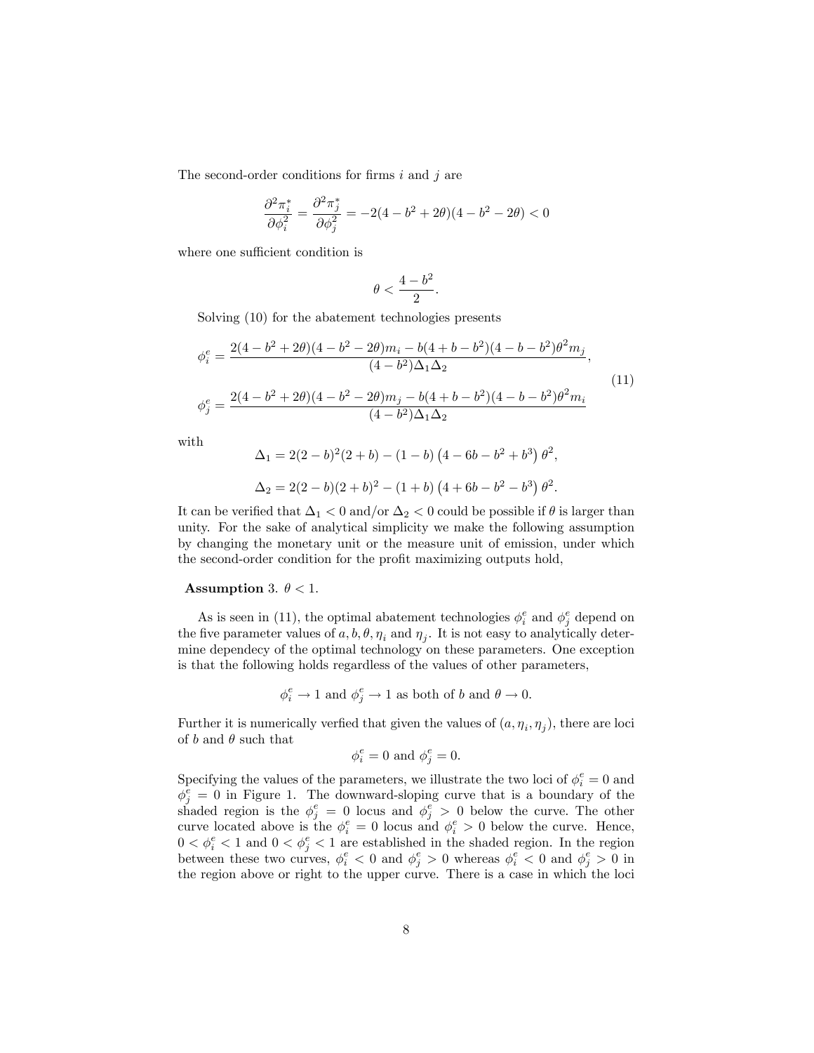The second-order conditions for firms $i$ and $j$ are

$$\frac{\partial^2 \pi_i^*}{\partial \phi_i^2} = \frac{\partial^2 \pi_j^*}{\partial \phi_j^2} = -2(4 - b^2 + 2\theta)(4 - b^2 - 2\theta) < 0$$

where one sufficient condition is

$$\theta < \frac{4 - b^2}{2}.$$

Solving (10) for the abatement technologies presents

$$\begin{aligned}
\phi_i^e &= \frac{2(4 - b^2 + 2\theta)(4 - b^2 - 2\theta)m_i - b(4 + b - b^2)(4 - b - b^2)\theta^2 m_j}{(4 - b^2)\Delta_1 \Delta_2}, \\
\phi_j^e &= \frac{2(4 - b^2 + 2\theta)(4 - b^2 - 2\theta)m_j - b(4 + b - b^2)(4 - b - b^2)\theta^2 m_i}{(4 - b^2)\Delta_1 \Delta_2}
\end{aligned} \tag{11}$$

with

$$\Delta_1 = 2(2 - b)^2(2 + b) - (1 - b)\left(4 - 6b - b^2 + b^3\right)\theta^2,$$

$$\Delta_2 = 2(2 - b)(2 + b)^2 - (1 + b)\left(4 + 6b - b^2 - b^3\right)\theta^2.$$

It can be verified that $\Delta_1 < 0$ and/or $\Delta_2 < 0$ could be possible if $\theta$ is larger than unity. For the sake of analytical simplicity we make the following assumption by changing the monetary unit or the measure unit of emission, under which the second-order condition for the profit maximizing outputs hold,

**Assumption** 3. $\theta < 1$.

As is seen in (11), the optimal abatement technologies $\phi_i^e$ and $\phi_j^e$ depend on the five parameter values of $a, b, \theta, \eta_i$ and $\eta_j$. It is not easy to analytically determine dependecy of the optimal technology on these parameters. One exception is that the following holds regardless of the values of other parameters,

$$\phi_i^e \to 1 \text{ and } \phi_j^e \to 1 \text{ as both of } b \text{ and } \theta \to 0.$$

Further it is numerically verfied that given the values of $(a, \eta_i, \eta_j)$, there are loci of $b$ and $\theta$ such that

$$\phi_i^e = 0 \text{ and } \phi_j^e = 0.$$

Specifying the values of the parameters, we illustrate the two loci of $\phi_i^e = 0$ and $\phi_j^e = 0$ in Figure 1. The downward-sloping curve that is a boundary of the shaded region is the $\phi_j^e = 0$ locus and $\phi_j^e > 0$ below the curve. The other curve located above is the $\phi_i^e = 0$ locus and $\phi_i^e > 0$ below the curve. Hence, $0 < \phi_i^e < 1$ and $0 < \phi_j^e < 1$ are established in the shaded region. In the region between these two curves, $\phi_i^e < 0$ and $\phi_j^e > 0$ whereas $\phi_i^e < 0$ and $\phi_j^e > 0$ in the region above or right to the upper curve. There is a case in which the loci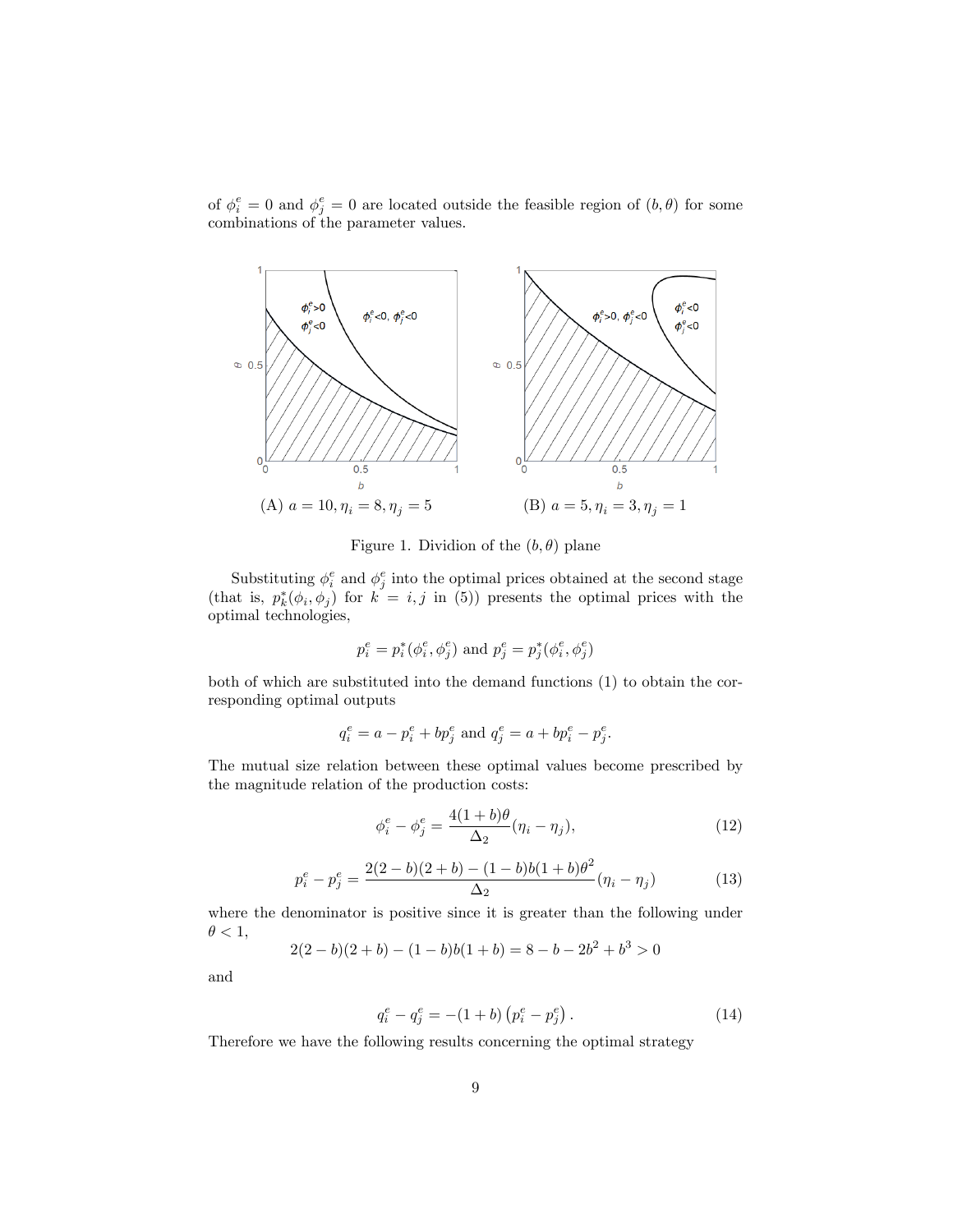of $\phi_i^e = 0$ and $\phi_j^e = 0$ are located outside the feasible region of $(b, \theta)$ for some combinations of the parameter values.

(A) $a = 10, \eta_i = 8, \eta_j = 5$

(B) $a = 5, \eta_i = 3, \eta_j = 1$

Figure 1. Dividion of the $(b, \theta)$ plane

Substituting $\phi_i^e$ and $\phi_j^e$ into the optimal prices obtained at the second stage (that is, $p_k^*(\phi_i, \phi_j)$ for $k = i, j$ in (5)) presents the optimal prices with the optimal technologies,

$$p_i^e = p_i^*(\phi_i^e, \phi_j^e) \text{ and } p_j^e = p_j^*(\phi_i^e, \phi_j^e)$$

both of which are substituted into the demand functions (1) to obtain the corresponding optimal outputs

$$q_i^e = a - p_i^e + bp_j^e \text{ and } q_j^e = a + bp_i^e - p_j^e.$$

The mutual size relation between these optimal values become prescribed by the magnitude relation of the production costs:

$$\phi_i^e - \phi_j^e = \frac{4(1+b)\theta}{\Delta_2}(\eta_i - \eta_j), \tag{12}$$

$$p_i^e - p_j^e = \frac{2(2-b)(2+b) - (1-b)b(1+b)\theta^2}{\Delta_2}(\eta_i - \eta_j) \tag{13}$$

where the denominator is positive since it is greater than the following under $\theta < 1$,

$$2(2-b)(2+b) - (1-b)b(1+b) = 8 - b - 2b^2 + b^3 > 0$$

and

$$q_i^e - q_j^e = -(1+b)\left(p_i^e - p_j^e\right). \tag{14}$$

Therefore we have the following results concerning the optimal strategy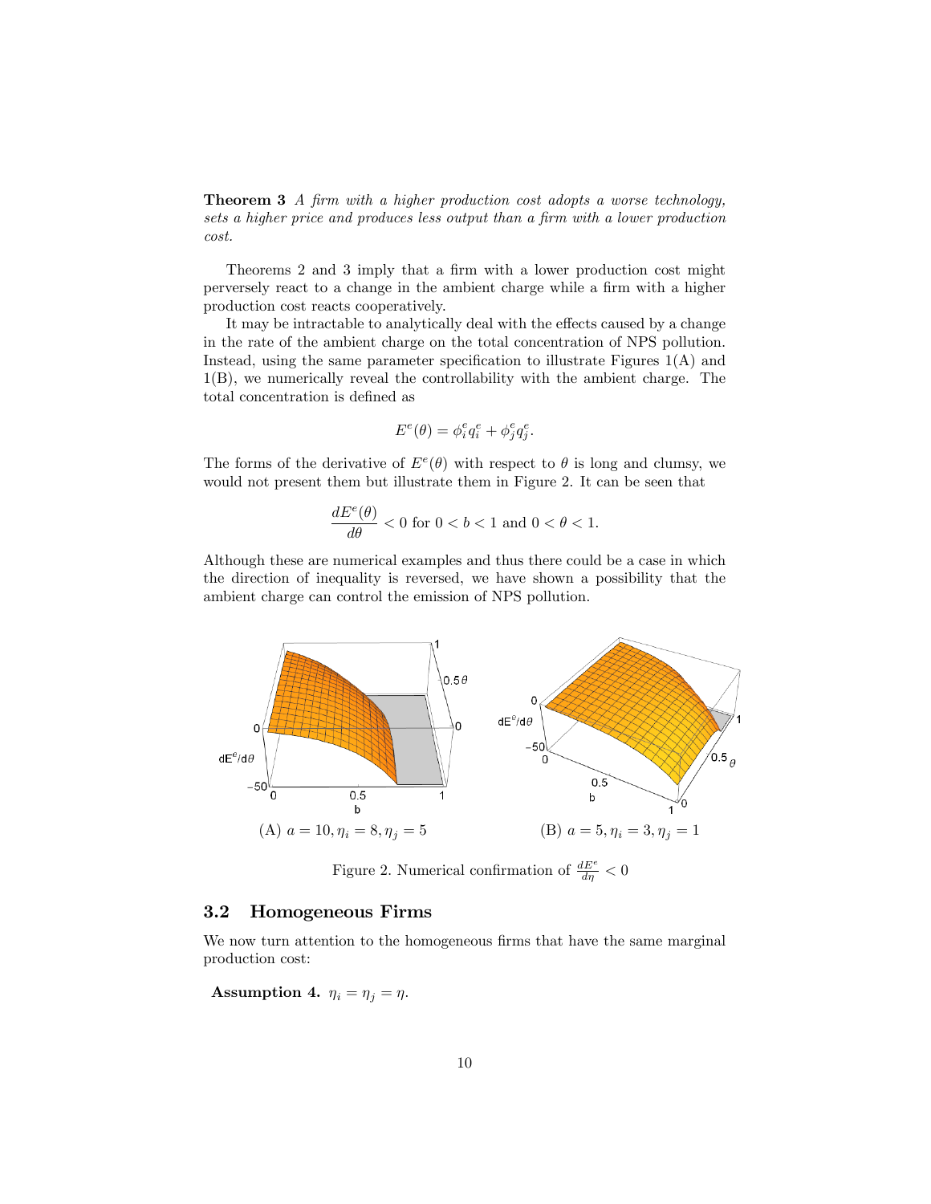**Theorem 3** *A firm with a higher production cost adopts a worse technology, sets a higher price and produces less output than a firm with a lower production cost.*

Theorems 2 and 3 imply that a firm with a lower production cost might perversely react to a change in the ambient charge while a firm with a higher production cost reacts cooperatively.

It may be intractable to analytically deal with the effects caused by a change in the rate of the ambient charge on the total concentration of NPS pollution. Instead, using the same parameter specification to illustrate Figures 1(A) and 1(B), we numerically reveal the controllability with the ambient charge. The total concentration is defined as

$$E^e(\theta) = \phi_i^e q_i^e + \phi_j^e q_j^e.$$

The forms of the derivative of $E^e(\theta)$ with respect to $\theta$ is long and clumsy, we would not present them but illustrate them in Figure 2. It can be seen that

$$\frac{dE^e(\theta)}{d\theta} < 0 \text{ for } 0 < b < 1 \text{ and } 0 < \theta < 1.$$

Although these are numerical examples and thus there could be a case in which the direction of inequality is reversed, we have shown a possibility that the ambient charge can control the emission of NPS pollution.

(A) $a = 10, \eta_i = 8, \eta_j = 5$ (B) $a = 5, \eta_i = 3, \eta_j = 1$

Figure 2. Numerical confirmation of $\frac{dE^e}{d\eta} < 0$

## 3.2 Homogeneous Firms

We now turn attention to the homogeneous firms that have the same marginal production cost:

**Assumption 4.** $\eta_i = \eta_j = \eta$.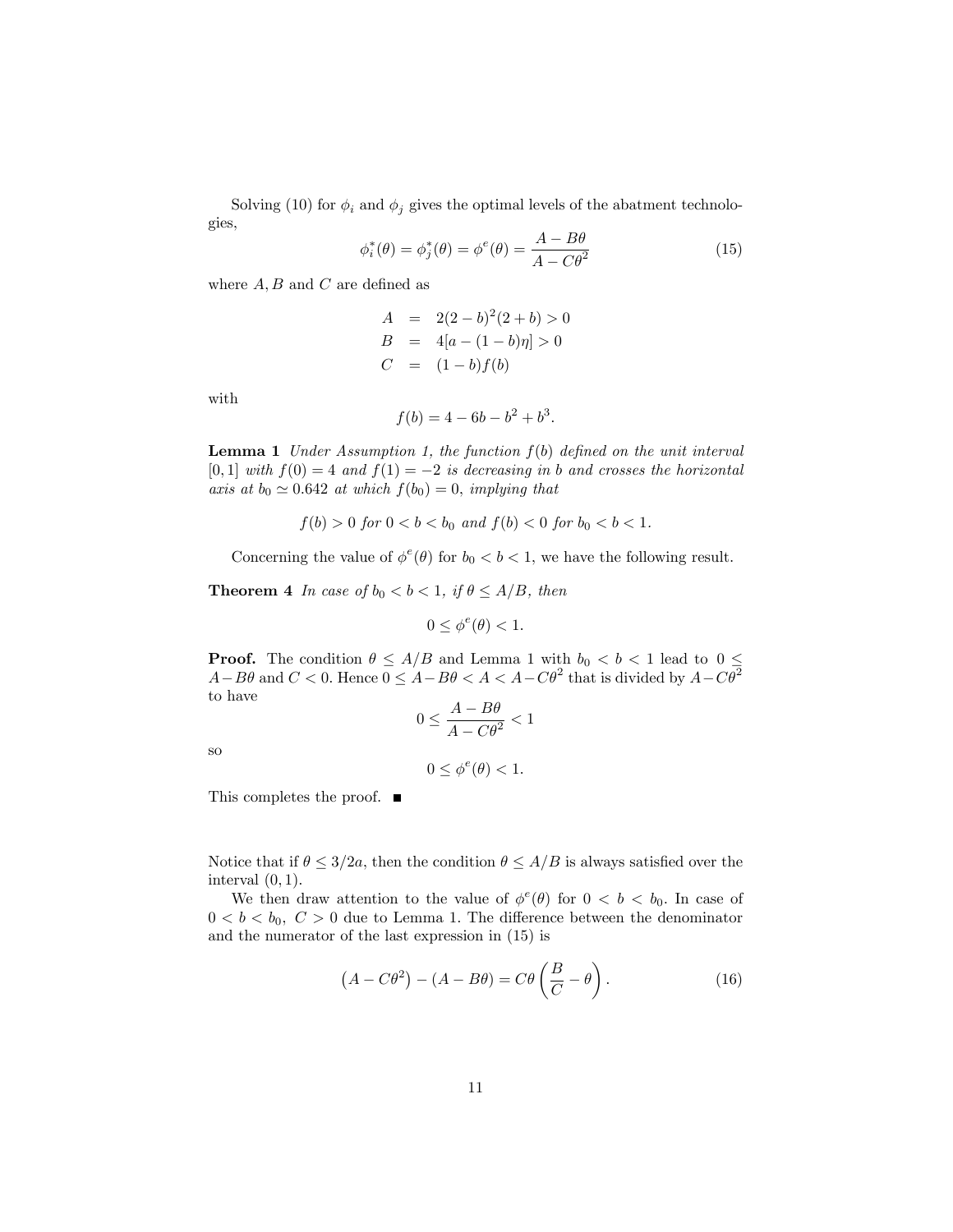Solving (10) for $\phi_i$ and $\phi_j$ gives the optimal levels of the abatment technologies,

$$\phi_i^*(\theta) = \phi_j^*(\theta) = \phi^e(\theta) = \frac{A - B\theta}{A - C\theta^2} \tag{15}$$

where $A, B$ and $C$ are defined as

$$\begin{aligned} A &= 2(2-b)^2(2+b) > 0 \\ B &= 4[a - (1-b)\eta] > 0 \\ C &= (1-b)f(b) \end{aligned}$$

with

$$f(b) = 4 - 6b - b^2 + b^3.$$

**Lemma 1** *Under Assumption 1, the function $f(b)$ defined on the unit interval $[0,1]$ with $f(0) = 4$ and $f(1) = -2$ is decreasing in $b$ and crosses the horizontal axis at $b_0 \simeq 0.642$ at which $f(b_0) = 0$, implying that*

$$f(b) > 0 \text{ for } 0 < b < b_0 \text{ and } f(b) < 0 \text{ for } b_0 < b < 1.$$

Concerning the value of $\phi^e(\theta)$ for $b_0 < b < 1$, we have the following result.

**Theorem 4** *In case of $b_0 < b < 1$, if $\theta \leq A/B$, then*

$$0 \leq \phi^e(\theta) < 1.$$

**Proof.** The condition $\theta \leq A/B$ and Lemma 1 with $b_0 < b < 1$ lead to $0 \leq A - B\theta$ and $C < 0$. Hence $0 \leq A - B\theta < A < A - C\theta^2$ that is divided by $A - C\theta^2$ to have

$$0 \leq \frac{A - B\theta}{A - C\theta^2} < 1$$

so

$$0 \leq \phi^e(\theta) < 1.$$

This completes the proof. ■

Notice that if $\theta \leq 3/2a$, then the condition $\theta \leq A/B$ is always satisfied over the interval $(0,1)$.

We then draw attention to the value of $\phi^e(\theta)$ for $0 < b < b_0$. In case of $0 < b < b_0$, $C > 0$ due to Lemma 1. The difference between the denominator and the numerator of the last expression in (15) is

$$\left(A - C\theta^2\right) - (A - B\theta) = C\theta\left(\frac{B}{C} - \theta\right). \tag{16}$$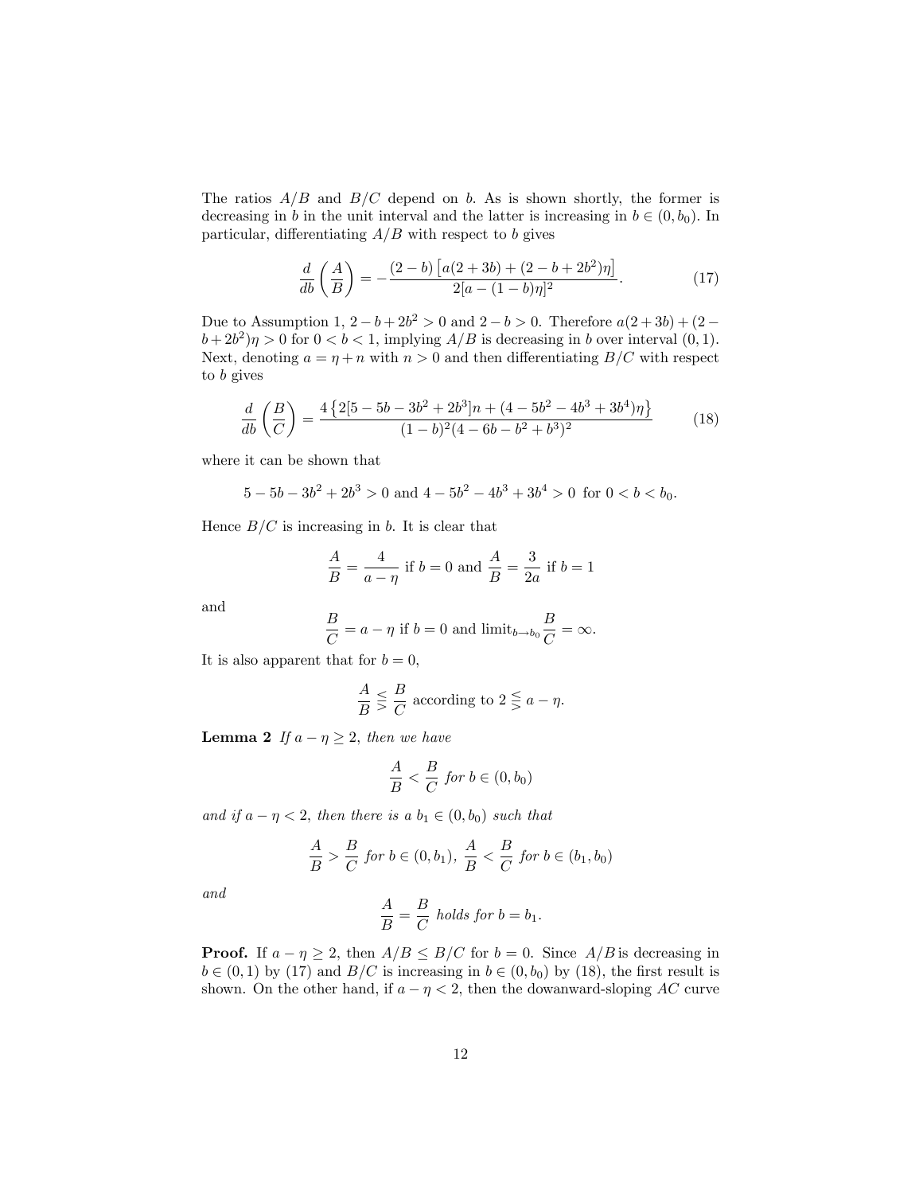The ratios $A/B$ and $B/C$ depend on $b$. As is shown shortly, the former is decreasing in $b$ in the unit interval and the latter is increasing in $b \in (0, b_0)$. In particular, differentiating $A/B$ with respect to $b$ gives

$$\frac{d}{db}\left(\frac{A}{B}\right) = -\frac{(2-b)\left[a(2+3b)+(2-b+2b^2)\eta\right]}{2[a-(1-b)\eta]^2}. \tag{17}$$

Due to Assumption 1, $2-b+2b^2 > 0$ and $2-b > 0$. Therefore $a(2+3b)+(2-b+2b^2)\eta > 0$ for $0 < b < 1$, implying $A/B$ is decreasing in $b$ over interval $(0,1)$. Next, denoting $a = \eta + n$ with $n > 0$ and then differentiating $B/C$ with respect to $b$ gives

$$\frac{d}{db}\left(\frac{B}{C}\right) = \frac{4\left\{2[5-5b-3b^2+2b^3]n+(4-5b^2-4b^3+3b^4)\eta\right\}}{(1-b)^2(4-6b-b^2+b^3)^2} \tag{18}$$

where it can be shown that

$$5-5b-3b^2+2b^3 > 0 \text{ and } 4-5b^2-4b^3+3b^4 > 0 \text{ for } 0 < b < b_0.$$

Hence $B/C$ is increasing in $b$. It is clear that

$$\frac{A}{B} = \frac{4}{a-\eta} \text{ if } b = 0 \text{ and } \frac{A}{B} = \frac{3}{2a} \text{ if } b = 1$$

and

$$\frac{B}{C} = a - \eta \text{ if } b = 0 \text{ and } \text{limit}_{b \to b_0}\frac{B}{C} = \infty.$$

It is also apparent that for $b = 0$,

$$\frac{A}{B} \lesseqgtr \frac{B}{C} \text{ according to } 2 \lesseqgtr a - \eta.$$

**Lemma 2** *If $a - \eta \geq 2$, then we have*

$$\frac{A}{B} < \frac{B}{C} \text{ for } b \in (0, b_0)$$

*and if $a - \eta < 2$, then there is a $b_1 \in (0, b_0)$ such that*

$$\frac{A}{B} > \frac{B}{C} \text{ for } b \in (0, b_1),\ \frac{A}{B} < \frac{B}{C} \text{ for } b \in (b_1, b_0)$$

*and*

$$\frac{A}{B} = \frac{B}{C} \text{ holds for } b = b_1.$$

**Proof.** If $a - \eta \geq 2$, then $A/B \leq B/C$ for $b = 0$. Since $A/B$ is decreasing in $b \in (0,1)$ by (17) and $B/C$ is increasing in $b \in (0, b_0)$ by (18), the first result is shown. On the other hand, if $a - \eta < 2$, then the dowanward-sloping $AC$ curve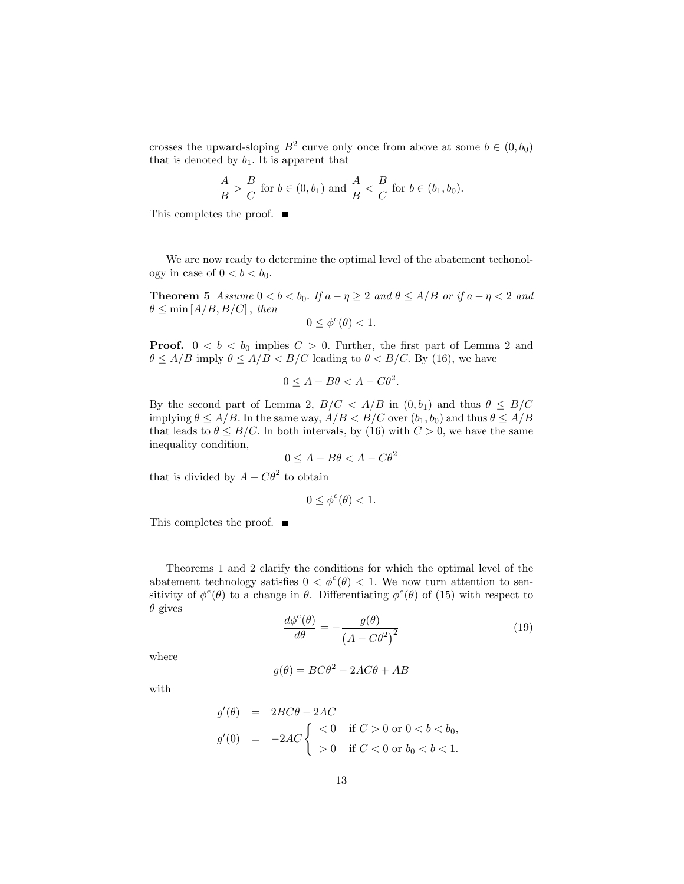crosses the upward-sloping $B^2$ curve only once from above at some $b \in (0, b_0)$ that is denoted by $b_1$. It is apparent that

$$\frac{A}{B} > \frac{B}{C} \text{ for } b \in (0, b_1) \text{ and } \frac{A}{B} < \frac{B}{C} \text{ for } b \in (b_1, b_0).$$

This completes the proof. ■

We are now ready to determine the optimal level of the abatement techonology in case of $0 < b < b_0$.

**Theorem 5** *Assume $0 < b < b_0$. If $a - \eta \geq 2$ and $\theta \leq A/B$ or if $a - \eta < 2$ and $\theta \leq \min [A/B, B/C]$, then*

$$0 \leq \phi^e(\theta) < 1.$$

**Proof.** $0 < b < b_0$ implies $C > 0$. Further, the first part of Lemma 2 and $\theta \leq A/B$ imply $\theta \leq A/B < B/C$ leading to $\theta < B/C$. By (16), we have

$$0 \leq A - B\theta < A - C\theta^2.$$

By the second part of Lemma 2, $B/C < A/B$ in $(0, b_1)$ and thus $\theta \leq B/C$ implying $\theta \leq A/B$. In the same way, $A/B < B/C$ over $(b_1, b_0)$ and thus $\theta \leq A/B$ that leads to $\theta \leq B/C$. In both intervals, by (16) with $C > 0$, we have the same inequality condition,

$$0 \leq A - B\theta < A - C\theta^2$$

that is divided by $A - C\theta^2$ to obtain

$$0 \leq \phi^e(\theta) < 1.$$

This completes the proof. ■

Theorems 1 and 2 clarify the conditions for which the optimal level of the abatement technology satisfies $0 < \phi^e(\theta) < 1$. We now turn attention to sensitivity of $\phi^e(\theta)$ to a change in $\theta$. Differentiating $\phi^e(\theta)$ of (15) with respect to $\theta$ gives

$$\frac{d\phi^e(\theta)}{d\theta} = -\frac{g(\theta)}{\left(A - C\theta^2\right)^2} \tag{19}$$

where

$$g(\theta) = BC\theta^2 - 2AC\theta + AB$$

with

$$\begin{aligned}
g'(\theta) &= 2BC\theta - 2AC \\
g'(0) &= -2AC \begin{cases} < 0 & \text{if } C > 0 \text{ or } 0 < b < b_0, \\ > 0 & \text{if } C < 0 \text{ or } b_0 < b < 1. \end{cases}
\end{aligned}$$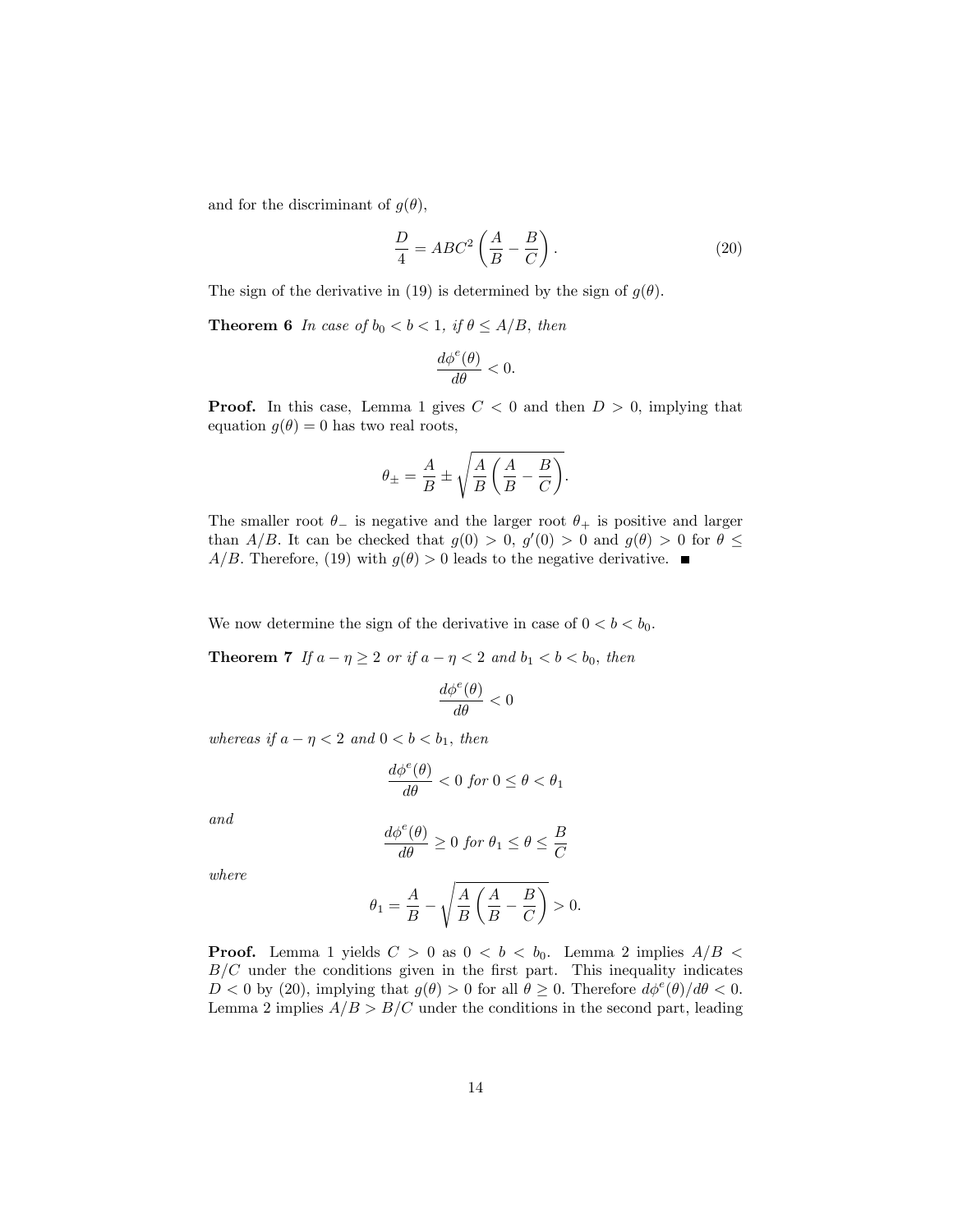and for the discriminant of $g(\theta)$,

$$\frac{D}{4} = ABC^2 \left( \frac{A}{B} - \frac{B}{C} \right). \tag{20}$$

The sign of the derivative in (19) is determined by the sign of $g(\theta)$.

**Theorem 6** *In case of $b_0 < b < 1$, if $\theta \leq A/B$, then*

$$\frac{d\phi^e(\theta)}{d\theta} < 0.$$

**Proof.** In this case, Lemma 1 gives $C < 0$ and then $D > 0$, implying that equation $g(\theta) = 0$ has two real roots,

$$\theta_{\pm} = \frac{A}{B} \pm \sqrt{\frac{A}{B}\left( \frac{A}{B} - \frac{B}{C} \right)}.$$

The smaller root $\theta_-$ is negative and the larger root $\theta_+$ is positive and larger than $A/B$. It can be checked that $g(0) > 0$, $g'(0) > 0$ and $g(\theta) > 0$ for $\theta \leq A/B$. Therefore, (19) with $g(\theta) > 0$ leads to the negative derivative. ■

We now determine the sign of the derivative in case of $0 < b < b_0$.

**Theorem 7** *If $a - \eta \geq 2$ or if $a - \eta < 2$ and $b_1 < b < b_0$, then*

$$\frac{d\phi^e(\theta)}{d\theta} < 0$$

*whereas if $a - \eta < 2$ and $0 < b < b_1$, then*

$$\frac{d\phi^e(\theta)}{d\theta} < 0 \text{ for } 0 \leq \theta < \theta_1$$

*and*

$$\frac{d\phi^e(\theta)}{d\theta} \geq 0 \text{ for } \theta_1 \leq \theta \leq \frac{B}{C}$$

*where*

$$\theta_1 = \frac{A}{B} - \sqrt{\frac{A}{B}\left( \frac{A}{B} - \frac{B}{C} \right)} > 0.$$

**Proof.** Lemma 1 yields $C > 0$ as $0 < b < b_0$. Lemma 2 implies $A/B < B/C$ under the conditions given in the first part. This inequality indicates $D < 0$ by (20), implying that $g(\theta) > 0$ for all $\theta \geq 0$. Therefore $d\phi^e(\theta)/d\theta < 0$. Lemma 2 implies $A/B > B/C$ under the conditions in the second part, leading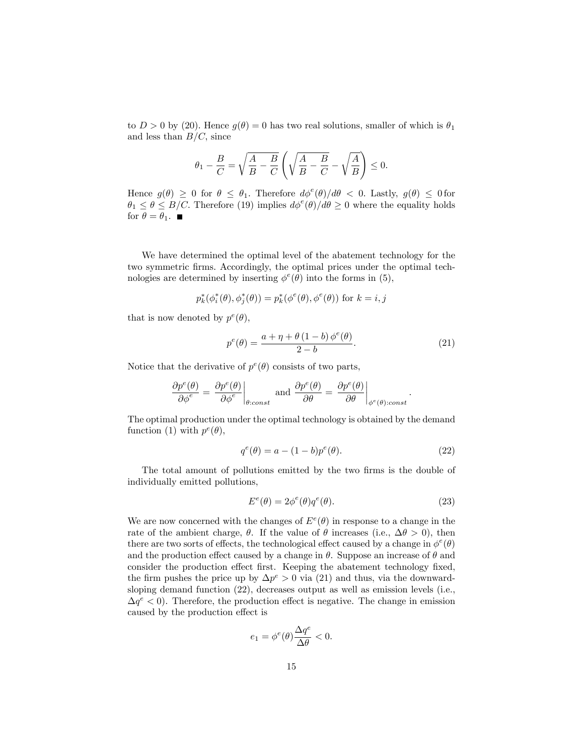to $D > 0$ by (20). Hence $g(\theta) = 0$ has two real solutions, smaller of which is $\theta_1$ and less than $B/C$, since

$$\theta_1 - \frac{B}{C} = \sqrt{\frac{A}{B} - \frac{B}{C}} \left( \sqrt{\frac{A}{B} - \frac{B}{C}} - \sqrt{\frac{A}{B}} \right) \leq 0.$$

Hence $g(\theta) \geq 0$ for $\theta \leq \theta_1$. Therefore $d\phi^e(\theta)/d\theta < 0$. Lastly, $g(\theta) \leq 0$ for $\theta_1 \leq \theta \leq B/C$. Therefore (19) implies $d\phi^e(\theta)/d\theta \geq 0$ where the equality holds for $\theta = \theta_1$. ■

We have determined the optimal level of the abatement technology for the two symmetric firms. Accordingly, the optimal prices under the optimal technologies are determined by inserting $\phi^e(\theta)$ into the forms in (5),

$$p_k^*(\phi_i^*(\theta), \phi_j^*(\theta)) = p_k^*(\phi^e(\theta), \phi^e(\theta)) \text{ for } k = i, j$$

that is now denoted by $p^e(\theta)$,

$$p^e(\theta) = \frac{a + \eta + \theta\,(1-b)\,\phi^e(\theta)}{2-b}. \tag{21}$$

Notice that the derivative of $p^e(\theta)$ consists of two parts,

$$\frac{\partial p^e(\theta)}{\partial \phi^e} = \left.\frac{\partial p^e(\theta)}{\partial \phi^e}\right|_{\theta:const} \text{ and } \frac{\partial p^e(\theta)}{\partial \theta} = \left.\frac{\partial p^e(\theta)}{\partial \theta}\right|_{\phi^e(\theta):const}.$$

The optimal production under the optimal technology is obtained by the demand function (1) with $p^e(\theta)$,

$$q^e(\theta) = a - (1-b)p^e(\theta). \tag{22}$$

The total amount of pollutions emitted by the two firms is the double of individually emitted pollutions,

$$E^e(\theta) = 2\phi^e(\theta)q^e(\theta). \tag{23}$$

We are now concerned with the changes of $E^e(\theta)$ in response to a change in the rate of the ambient charge, $\theta$. If the value of $\theta$ increases (i.e., $\Delta\theta > 0$), then there are two sorts of effects, the technological effect caused by a change in $\phi^e(\theta)$ and the production effect caused by a change in $\theta$. Suppose an increase of $\theta$ and consider the production effect first. Keeping the abatement technology fixed, the firm pushes the price up by $\Delta p^e > 0$ via (21) and thus, via the downward-sloping demand function (22), decreases output as well as emission levels (i.e., $\Delta q^e < 0$). Therefore, the production effect is negative. The change in emission caused by the production effect is

$$e_1 = \phi^e(\theta)\frac{\Delta q^e}{\Delta\theta} < 0.$$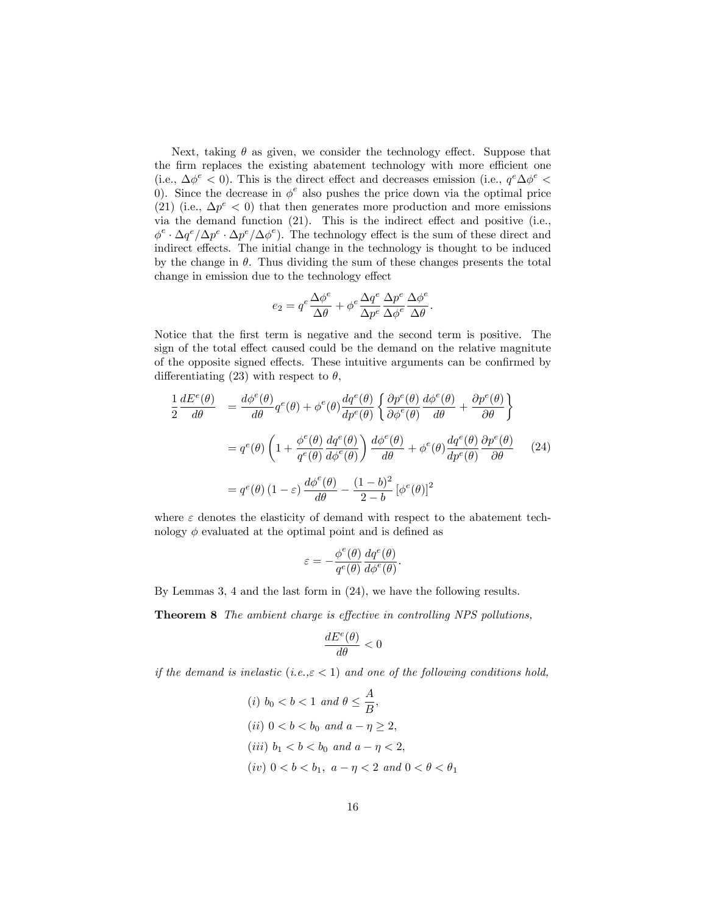Next, taking $\theta$ as given, we consider the technology effect. Suppose that the firm replaces the existing abatement technology with more efficient one (i.e., $\Delta\phi^e < 0$). This is the direct effect and decreases emission (i.e., $q^e\Delta\phi^e < 0$). Since the decrease in $\phi^e$ also pushes the price down via the optimal price (21) (i.e., $\Delta p^e < 0$) that then generates more production and more emissions via the demand function (21). This is the indirect effect and positive (i.e., $\phi^e \cdot \Delta q^e/\Delta p^e \cdot \Delta p^e/\Delta\phi^e$). The technology effect is the sum of these direct and indirect effects. The initial change in the technology is thought to be induced by the change in $\theta$. Thus dividing the sum of these changes presents the total change in emission due to the technology effect

$$e_2 = q^e \frac{\Delta\phi^e}{\Delta\theta} + \phi^e \frac{\Delta q^e}{\Delta p^e} \frac{\Delta p^e}{\Delta\phi^e} \frac{\Delta\phi^e}{\Delta\theta}.$$

Notice that the first term is negative and the second term is positive. The sign of the total effect caused could be the demand on the relative magnitute of the opposite signed effects. These intuitive arguments can be confirmed by differentiating (23) with respect to $\theta$,

$$\begin{aligned}
\frac{1}{2}\frac{dE^e(\theta)}{d\theta} &= \frac{d\phi^e(\theta)}{d\theta} q^e(\theta) + \phi^e(\theta)\frac{dq^e(\theta)}{dp^e(\theta)} \left\{ \frac{\partial p^e(\theta)}{\partial\phi^e(\theta)} \frac{d\phi^e(\theta)}{d\theta} + \frac{\partial p^e(\theta)}{\partial\theta} \right\} \\
&= q^e(\theta) \left( 1 + \frac{\phi^e(\theta)}{q^e(\theta)} \frac{dq^e(\theta)}{d\phi^e(\theta)} \right) \frac{d\phi^e(\theta)}{d\theta} + \phi^e(\theta) \frac{dq^e(\theta)}{dp^e(\theta)} \frac{\partial p^e(\theta)}{\partial\theta} \qquad (24) \\
&= q^e(\theta)\left(1 - \varepsilon\right) \frac{d\phi^e(\theta)}{d\theta} - \frac{(1-b)^2}{2-b} \left[\phi^e(\theta)\right]^2
\end{aligned}$$

where $\varepsilon$ denotes the elasticity of demand with respect to the abatement technology $\phi$ evaluated at the optimal point and is defined as

$$\varepsilon = -\frac{\phi^e(\theta)}{q^e(\theta)} \frac{dq^e(\theta)}{d\phi^e(\theta)}.$$

By Lemmas 3, 4 and the last form in (24), we have the following results.

**Theorem 8** *The ambient charge is effective in controlling NPS pollutions,*

$$\frac{dE^e(\theta)}{d\theta} < 0$$

*if the demand is inelastic (i.e.,$\varepsilon < 1$) and one of the following conditions hold,*

$(i)$ $b_0 < b < 1$ *and* $\theta \leq \dfrac{A}{B}$,

$(ii)$ $0 < b < b_0$ *and* $a - \eta \geq 2$,

$(iii)$ $b_1 < b < b_0$ *and* $a - \eta < 2$,

$(iv)$ $0 < b < b_1$, $a - \eta < 2$ *and* $0 < \theta < \theta_1$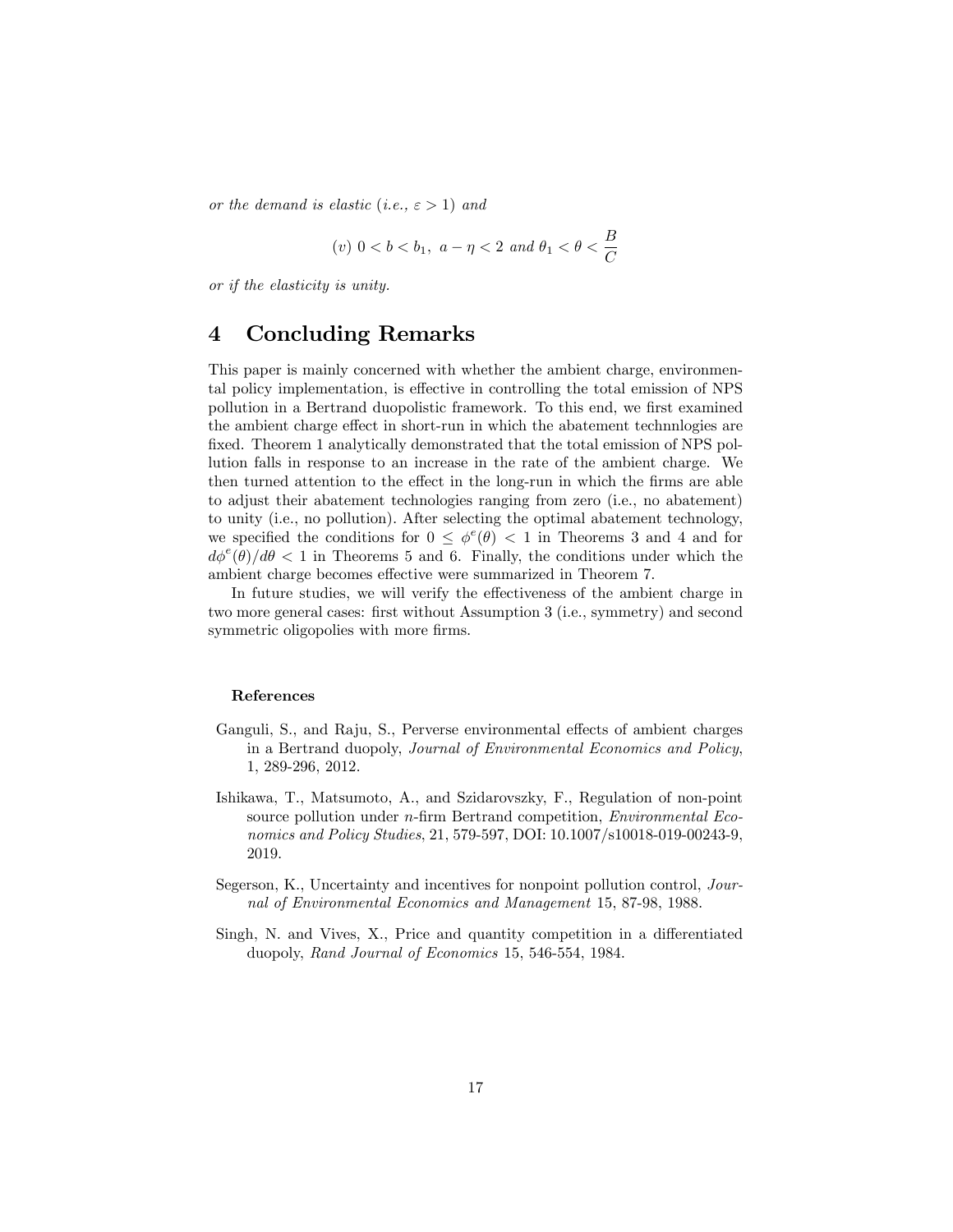*or the demand is elastic (i.e.,* $\varepsilon > 1$*) and*

$$(v)\ 0 < b < b_1,\ a - \eta < 2 \text{ and } \theta_1 < \theta < \frac{B}{C}$$

*or if the elasticity is unity.*

# 4 Concluding Remarks

This paper is mainly concerned with whether the ambient charge, environmental policy implementation, is effective in controlling the total emission of NPS pollution in a Bertrand duopolistic framework. To this end, we first examined the ambient charge effect in short-run in which the abatement technnlogies are fixed. Theorem 1 analytically demonstrated that the total emission of NPS pollution falls in response to an increase in the rate of the ambient charge. We then turned attention to the effect in the long-run in which the firms are able to adjust their abatement technologies ranging from zero (i.e., no abatement) to unity (i.e., no pollution). After selecting the optimal abatement technology, we specified the conditions for $0 \leq \phi^e(\theta) < 1$ in Theorems 3 and 4 and for $d\phi^e(\theta)/d\theta < 1$ in Theorems 5 and 6. Finally, the conditions under which the ambient charge becomes effective were summarized in Theorem 7.

In future studies, we will verify the effectiveness of the ambient charge in two more general cases: first without Assumption 3 (i.e., symmetry) and second symmetric oligopolies with more firms.

**References**

Ganguli, S., and Raju, S., Perverse environmental effects of ambient charges in a Bertrand duopoly, *Journal of Environmental Economics and Policy*, 1, 289-296, 2012.

Ishikawa, T., Matsumoto, A., and Szidarovszky, F., Regulation of non-point source pollution under $n$-firm Bertrand competition, *Environmental Economics and Policy Studies*, 21, 579-597, DOI: 10.1007/s10018-019-00243-9, 2019.

Segerson, K., Uncertainty and incentives for nonpoint pollution control, *Journal of Environmental Economics and Management* 15, 87-98, 1988.

Singh, N. and Vives, X., Price and quantity competition in a differentiated duopoly, *Rand Journal of Economics* 15, 546-554, 1984.